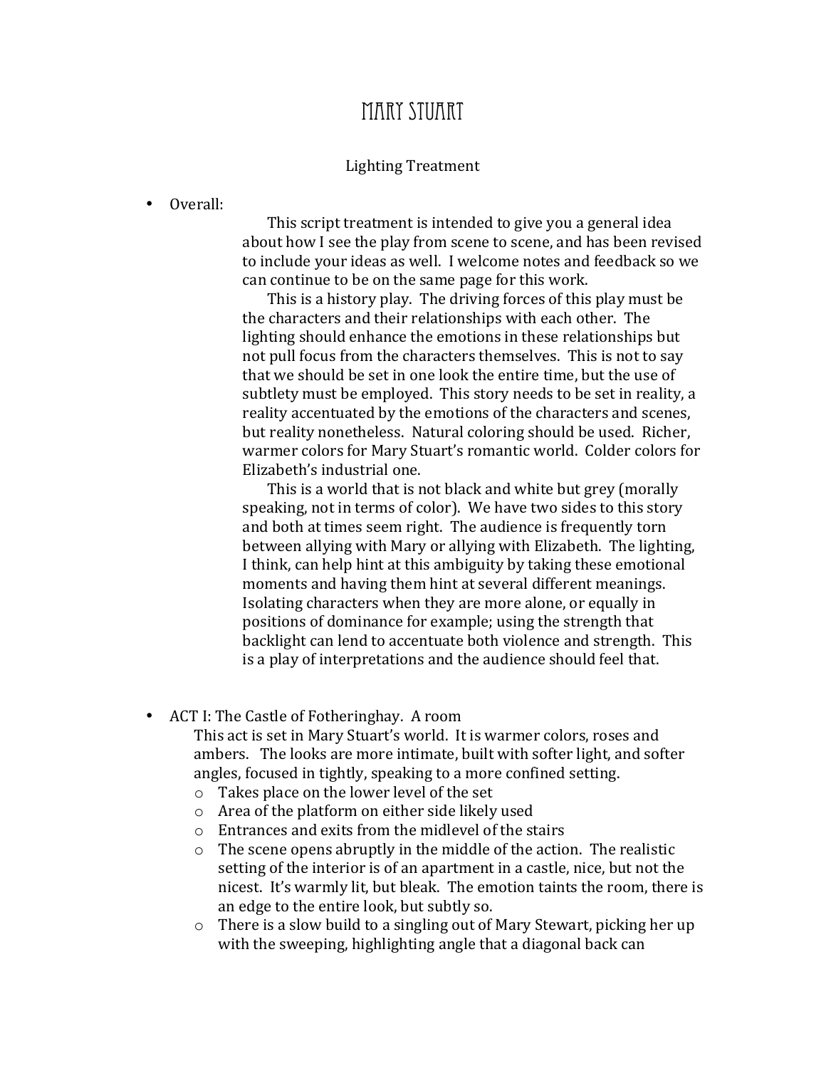# MARY STUART

Lighting Treatment

- Overall:

  This script treatment is intended to give you a general idea about how I see the play from scene to scene, and has been revised to include your ideas as well. I welcome notes and feedback so we can continue to be on the same page for this work.

  This is a history play. The driving forces of this play must be the characters and their relationships with each other. The lighting should enhance the emotions in these relationships but not pull focus from the characters themselves. This is not to say that we should be set in one look the entire time, but the use of subtlety must be employed. This story needs to be set in reality, a reality accentuated by the emotions of the characters and scenes, but reality nonetheless. Natural coloring should be used. Richer, warmer colors for Mary Stuart's romantic world. Colder colors for Elizabeth's industrial one.

  This is a world that is not black and white but grey (morally speaking, not in terms of color). We have two sides to this story and both at times seem right. The audience is frequently torn between allying with Mary or allying with Elizabeth. The lighting, I think, can help hint at this ambiguity by taking these emotional moments and having them hint at several different meanings. Isolating characters when they are more alone, or equally in positions of dominance for example; using the strength that backlight can lend to accentuate both violence and strength. This is a play of interpretations and the audience should feel that.

- ACT I: The Castle of Fotheringhay. A room

  This act is set in Mary Stuart's world. It is warmer colors, roses and ambers. The looks are more intimate, built with softer light, and softer angles, focused in tightly, speaking to a more confined setting.
  - Takes place on the lower level of the set
  - Area of the platform on either side likely used
  - Entrances and exits from the midlevel of the stairs
  - The scene opens abruptly in the middle of the action. The realistic setting of the interior is of an apartment in a castle, nice, but not the nicest. It's warmly lit, but bleak. The emotion taints the room, there is an edge to the entire look, but subtly so.
  - There is a slow build to a singling out of Mary Stewart, picking her up with the sweeping, highlighting angle that a diagonal back can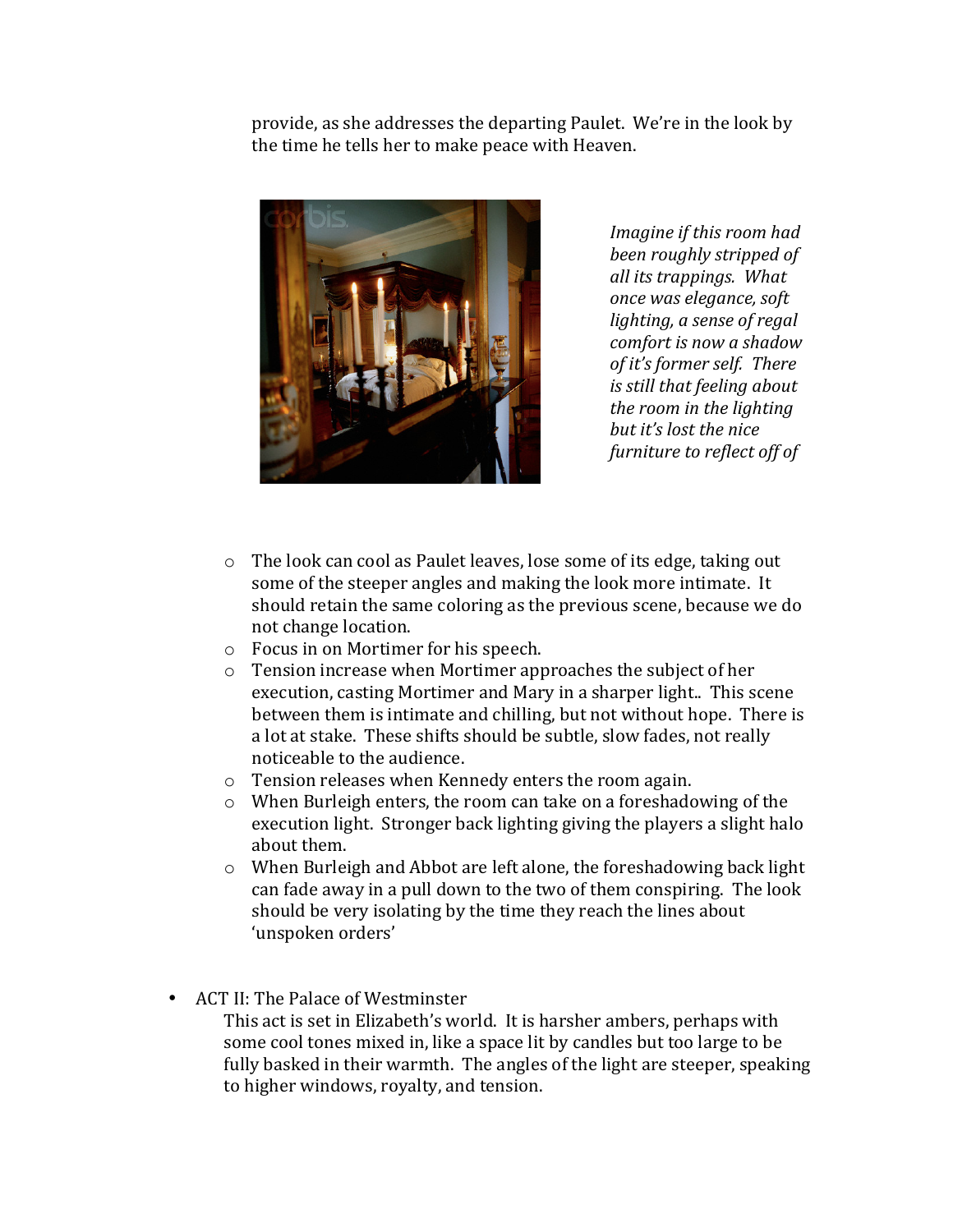provide, as she addresses the departing Paulet. We're in the look by the time he tells her to make peace with Heaven.

*Imagine if this room had been roughly stripped of all its trappings. What once was elegance, soft lighting, a sense of regal comfort is now a shadow of it's former self. There is still that feeling about the room in the lighting but it's lost the nice furniture to reflect off of*

- The look can cool as Paulet leaves, lose some of its edge, taking out some of the steeper angles and making the look more intimate. It should retain the same coloring as the previous scene, because we do not change location.
- Focus in on Mortimer for his speech.
- Tension increase when Mortimer approaches the subject of her execution, casting Mortimer and Mary in a sharper light.. This scene between them is intimate and chilling, but not without hope. There is a lot at stake. These shifts should be subtle, slow fades, not really noticeable to the audience.
- Tension releases when Kennedy enters the room again.
- When Burleigh enters, the room can take on a foreshadowing of the execution light. Stronger back lighting giving the players a slight halo about them.
- When Burleigh and Abbot are left alone, the foreshadowing back light can fade away in a pull down to the two of them conspiring. The look should be very isolating by the time they reach the lines about 'unspoken orders'

- ACT II: The Palace of Westminster

  This act is set in Elizabeth's world. It is harsher ambers, perhaps with some cool tones mixed in, like a space lit by candles but too large to be fully basked in their warmth. The angles of the light are steeper, speaking to higher windows, royalty, and tension.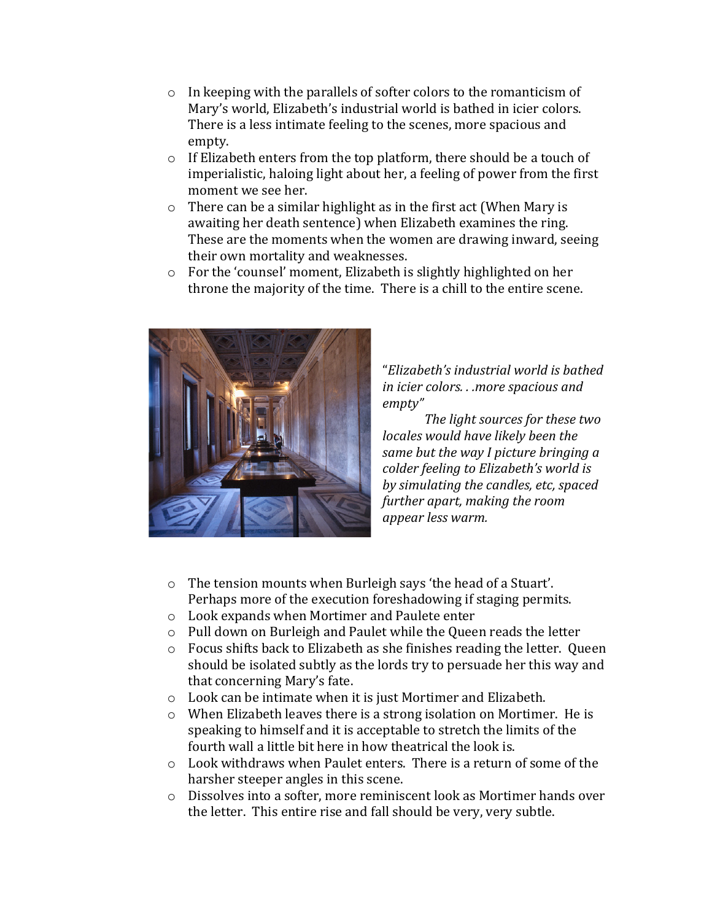- In keeping with the parallels of softer colors to the romanticism of Mary's world, Elizabeth's industrial world is bathed in icier colors. There is a less intimate feeling to the scenes, more spacious and empty.
- If Elizabeth enters from the top platform, there should be a touch of imperialistic, haloing light about her, a feeling of power from the first moment we see her.
- There can be a similar highlight as in the first act (When Mary is awaiting her death sentence) when Elizabeth examines the ring. These are the moments when the women are drawing inward, seeing their own mortality and weaknesses.
- For the 'counsel' moment, Elizabeth is slightly highlighted on her throne the majority of the time. There is a chill to the entire scene.

"*Elizabeth's industrial world is bathed in icier colors. . .more spacious and empty"*

*The light sources for these two locales would have likely been the same but the way I picture bringing a colder feeling to Elizabeth's world is by simulating the candles, etc, spaced further apart, making the room appear less warm.*

- The tension mounts when Burleigh says 'the head of a Stuart'. Perhaps more of the execution foreshadowing if staging permits.
- Look expands when Mortimer and Paulete enter
- Pull down on Burleigh and Paulet while the Queen reads the letter
- Focus shifts back to Elizabeth as she finishes reading the letter. Queen should be isolated subtly as the lords try to persuade her this way and that concerning Mary's fate.
- Look can be intimate when it is just Mortimer and Elizabeth.
- When Elizabeth leaves there is a strong isolation on Mortimer. He is speaking to himself and it is acceptable to stretch the limits of the fourth wall a little bit here in how theatrical the look is.
- Look withdraws when Paulet enters. There is a return of some of the harsher steeper angles in this scene.
- Dissolves into a softer, more reminiscent look as Mortimer hands over the letter. This entire rise and fall should be very, very subtle.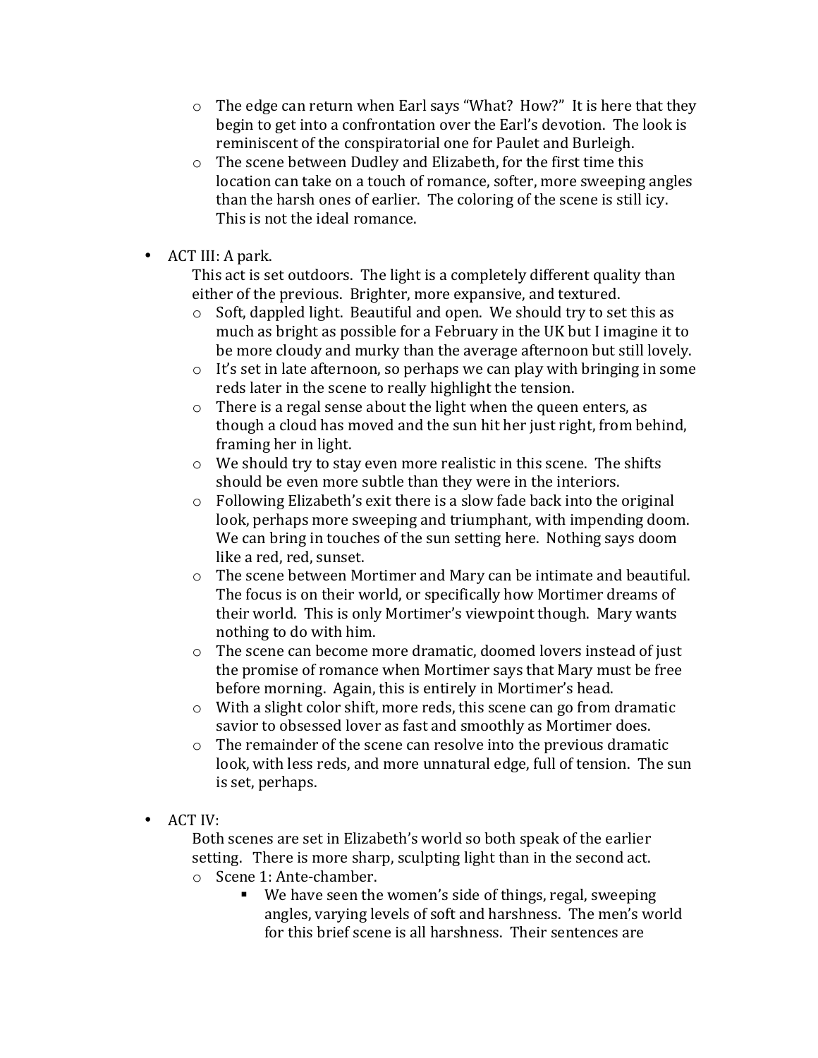- The edge can return when Earl says "What?  How?"  It is here that they begin to get into a confrontation over the Earl's devotion.  The look is reminiscent of the conspiratorial one for Paulet and Burleigh.
  - The scene between Dudley and Elizabeth, for the first time this location can take on a touch of romance, softer, more sweeping angles than the harsh ones of earlier.  The coloring of the scene is still icy.  This is not the ideal romance.

- ACT III: A park.

  This act is set outdoors.  The light is a completely different quality than either of the previous.  Brighter, more expansive, and textured.

  - Soft, dappled light.  Beautiful and open.  We should try to set this as much as bright as possible for a February in the UK but I imagine it to be more cloudy and murky than the average afternoon but still lovely.
  - It's set in late afternoon, so perhaps we can play with bringing in some reds later in the scene to really highlight the tension.
  - There is a regal sense about the light when the queen enters, as though a cloud has moved and the sun hit her just right, from behind, framing her in light.
  - We should try to stay even more realistic in this scene.  The shifts should be even more subtle than they were in the interiors.
  - Following Elizabeth's exit there is a slow fade back into the original look, perhaps more sweeping and triumphant, with impending doom.  We can bring in touches of the sun setting here.  Nothing says doom like a red, red, sunset.
  - The scene between Mortimer and Mary can be intimate and beautiful.  The focus is on their world, or specifically how Mortimer dreams of their world.  This is only Mortimer's viewpoint though.  Mary wants nothing to do with him.
  - The scene can become more dramatic, doomed lovers instead of just the promise of romance when Mortimer says that Mary must be free before morning.  Again, this is entirely in Mortimer's head.
  - With a slight color shift, more reds, this scene can go from dramatic savior to obsessed lover as fast and smoothly as Mortimer does.
  - The remainder of the scene can resolve into the previous dramatic look, with less reds, and more unnatural edge, full of tension.  The sun is set, perhaps.

- ACT IV:

  Both scenes are set in Elizabeth's world so both speak of the earlier setting.   There is more sharp, sculpting light than in the second act.

  - Scene 1: Ante-chamber.
    - We have seen the women's side of things, regal, sweeping angles, varying levels of soft and harshness.  The men's world for this brief scene is all harshness.  Their sentences are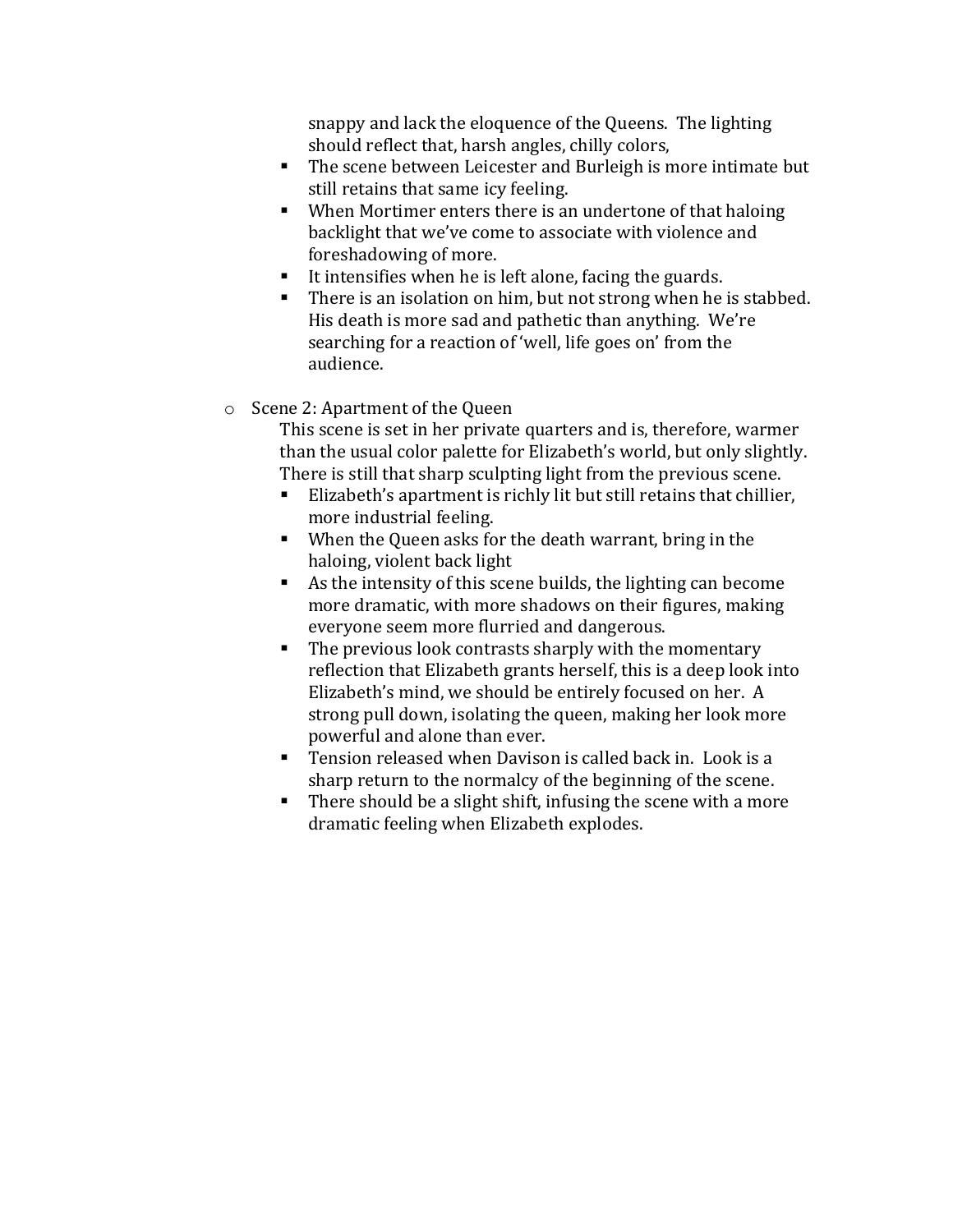snappy and lack the eloquence of the Queens. The lighting should reflect that, harsh angles, chilly colors,

- The scene between Leicester and Burleigh is more intimate but still retains that same icy feeling.
- When Mortimer enters there is an undertone of that haloing backlight that we've come to associate with violence and foreshadowing of more.
- It intensifies when he is left alone, facing the guards.
- There is an isolation on him, but not strong when he is stabbed. His death is more sad and pathetic than anything. We're searching for a reaction of 'well, life goes on' from the audience.

- Scene 2: Apartment of the Queen

  This scene is set in her private quarters and is, therefore, warmer than the usual color palette for Elizabeth's world, but only slightly. There is still that sharp sculpting light from the previous scene.

  - Elizabeth's apartment is richly lit but still retains that chillier, more industrial feeling.
  - When the Queen asks for the death warrant, bring in the haloing, violent back light
  - As the intensity of this scene builds, the lighting can become more dramatic, with more shadows on their figures, making everyone seem more flurried and dangerous.
  - The previous look contrasts sharply with the momentary reflection that Elizabeth grants herself, this is a deep look into Elizabeth's mind, we should be entirely focused on her. A strong pull down, isolating the queen, making her look more powerful and alone than ever.
  - Tension released when Davison is called back in. Look is a sharp return to the normalcy of the beginning of the scene.
  - There should be a slight shift, infusing the scene with a more dramatic feeling when Elizabeth explodes.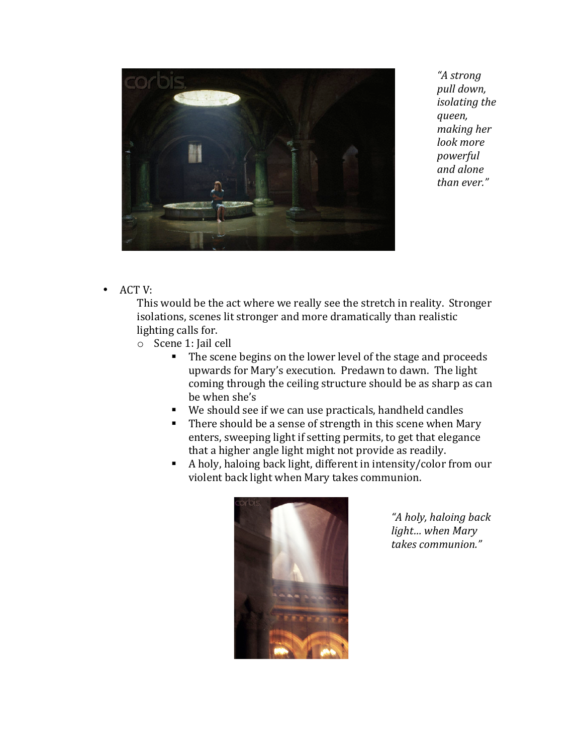*"A strong pull down, isolating the queen, making her look more powerful and alone than ever."*

- ACT V:

  This would be the act where we really see the stretch in reality. Stronger isolations, scenes lit stronger and more dramatically than realistic lighting calls for.

  - Scene 1: Jail cell
    - The scene begins on the lower level of the stage and proceeds upwards for Mary's execution. Predawn to dawn. The light coming through the ceiling structure should be as sharp as can be when she's
    - We should see if we can use practicals, handheld candles
    - There should be a sense of strength in this scene when Mary enters, sweeping light if setting permits, to get that elegance that a higher angle light might not provide as readily.
    - A holy, haloing back light, different in intensity/color from our violent back light when Mary takes communion.

*"A holy, haloing back light… when Mary takes communion."*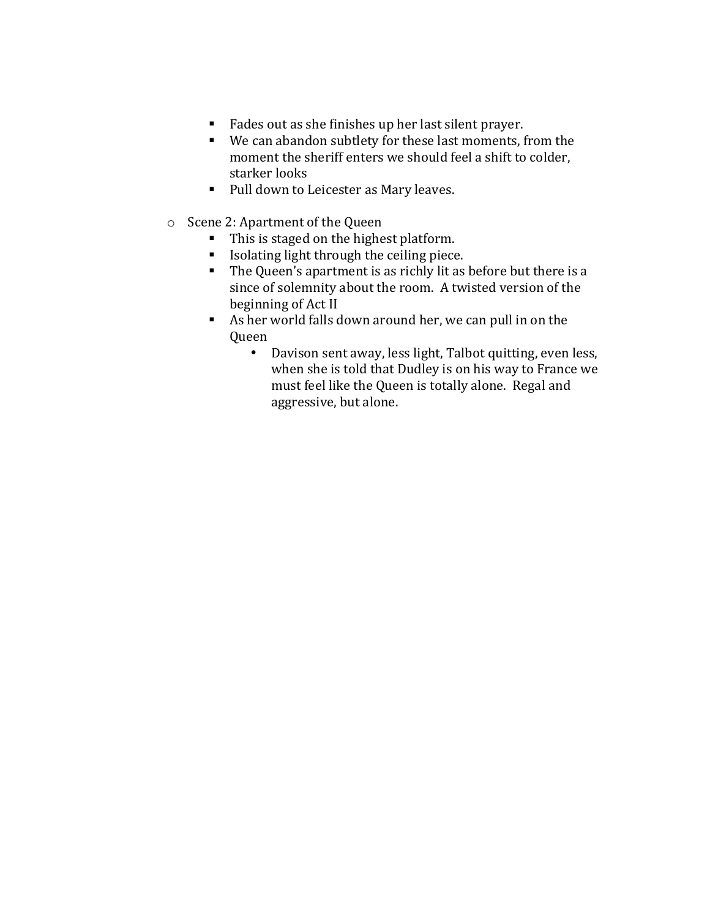- Fades out as she finishes up her last silent prayer.
    - We can abandon subtlety for these last moments, from the moment the sheriff enters we should feel a shift to colder, starker looks
    - Pull down to Leicester as Mary leaves.

- Scene 2: Apartment of the Queen
    - This is staged on the highest platform.
    - Isolating light through the ceiling piece.
    - The Queen's apartment is as richly lit as before but there is a since of solemnity about the room. A twisted version of the beginning of Act II
    - As her world falls down around her, we can pull in on the Queen
        - Davison sent away, less light, Talbot quitting, even less, when she is told that Dudley is on his way to France we must feel like the Queen is totally alone. Regal and aggressive, but alone.